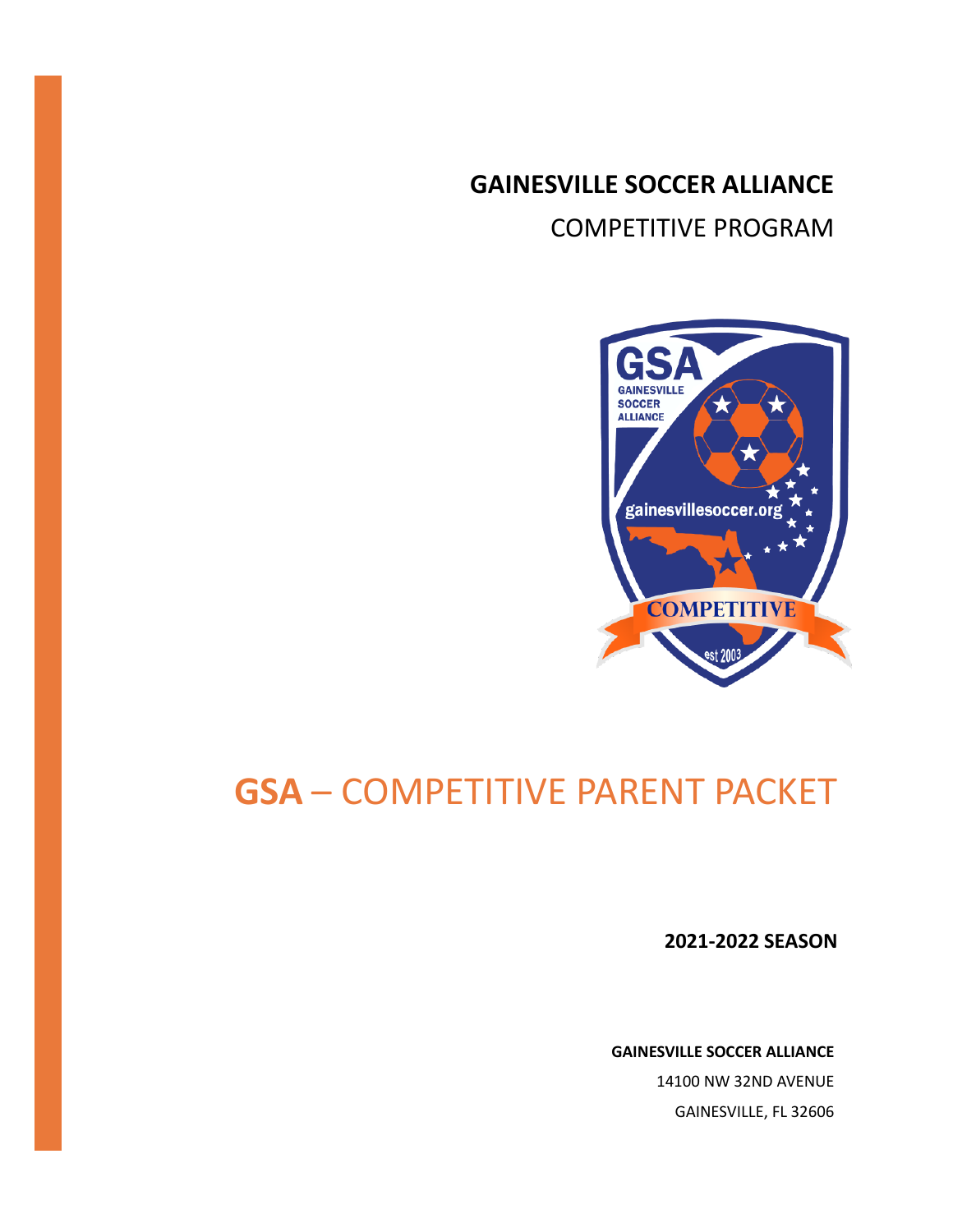# GAINESVILLE SOCCER ALLIANCE

COMPETITIVE PROGRAM

# GSA – COMPETITIVE PARENT PACKET

**2021-2022 SEASON**

**GAINESVILLE SOCCER ALLIANCE**

14100 NW 32ND AVENUE

GAINESVILLE, FL 32606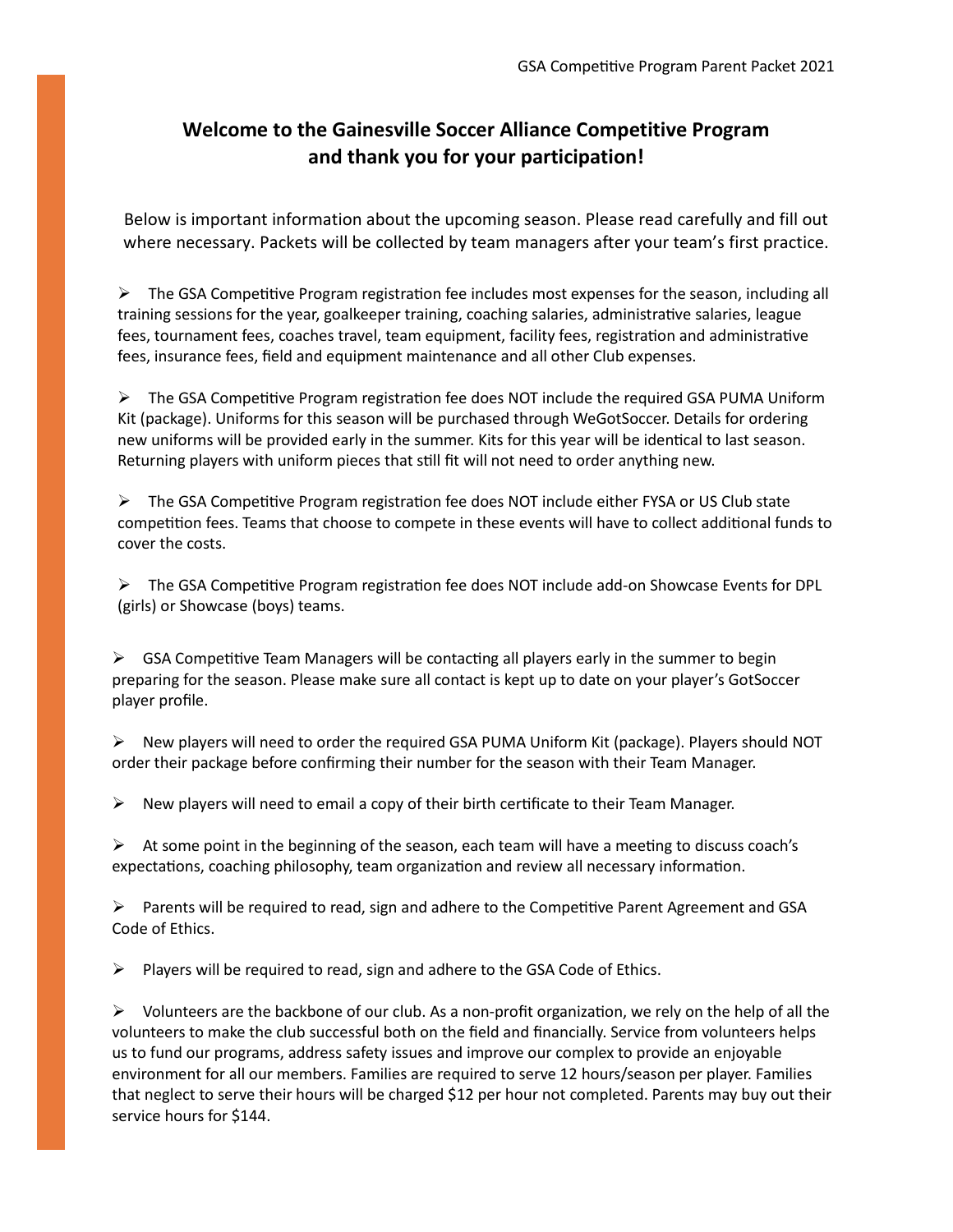## Welcome to the Gainesville Soccer Alliance Competitive Program and thank you for your participation!

Below is important information about the upcoming season. Please read carefully and fill out where necessary. Packets will be collected by team managers after your team's first practice.

- The GSA Competitive Program registration fee includes most expenses for the season, including all training sessions for the year, goalkeeper training, coaching salaries, administrative salaries, league fees, tournament fees, coaches travel, team equipment, facility fees, registration and administrative fees, insurance fees, field and equipment maintenance and all other Club expenses.

- The GSA Competitive Program registration fee does NOT include the required GSA PUMA Uniform Kit (package). Uniforms for this season will be purchased through WeGotSoccer. Details for ordering new uniforms will be provided early in the summer. Kits for this year will be identical to last season. Returning players with uniform pieces that still fit will not need to order anything new.

- The GSA Competitive Program registration fee does NOT include either FYSA or US Club state competition fees. Teams that choose to compete in these events will have to collect additional funds to cover the costs.

- The GSA Competitive Program registration fee does NOT include add-on Showcase Events for DPL (girls) or Showcase (boys) teams.

- GSA Competitive Team Managers will be contacting all players early in the summer to begin preparing for the season. Please make sure all contact is kept up to date on your player's GotSoccer player profile.

- New players will need to order the required GSA PUMA Uniform Kit (package). Players should NOT order their package before confirming their number for the season with their Team Manager.

- New players will need to email a copy of their birth certificate to their Team Manager.

- At some point in the beginning of the season, each team will have a meeting to discuss coach's expectations, coaching philosophy, team organization and review all necessary information.

- Parents will be required to read, sign and adhere to the Competitive Parent Agreement and GSA Code of Ethics.

- Players will be required to read, sign and adhere to the GSA Code of Ethics.

- Volunteers are the backbone of our club. As a non-profit organization, we rely on the help of all the volunteers to make the club successful both on the field and financially. Service from volunteers helps us to fund our programs, address safety issues and improve our complex to provide an enjoyable environment for all our members. Families are required to serve 12 hours/season per player. Families that neglect to serve their hours will be charged $12 per hour not completed. Parents may buy out their service hours for $144.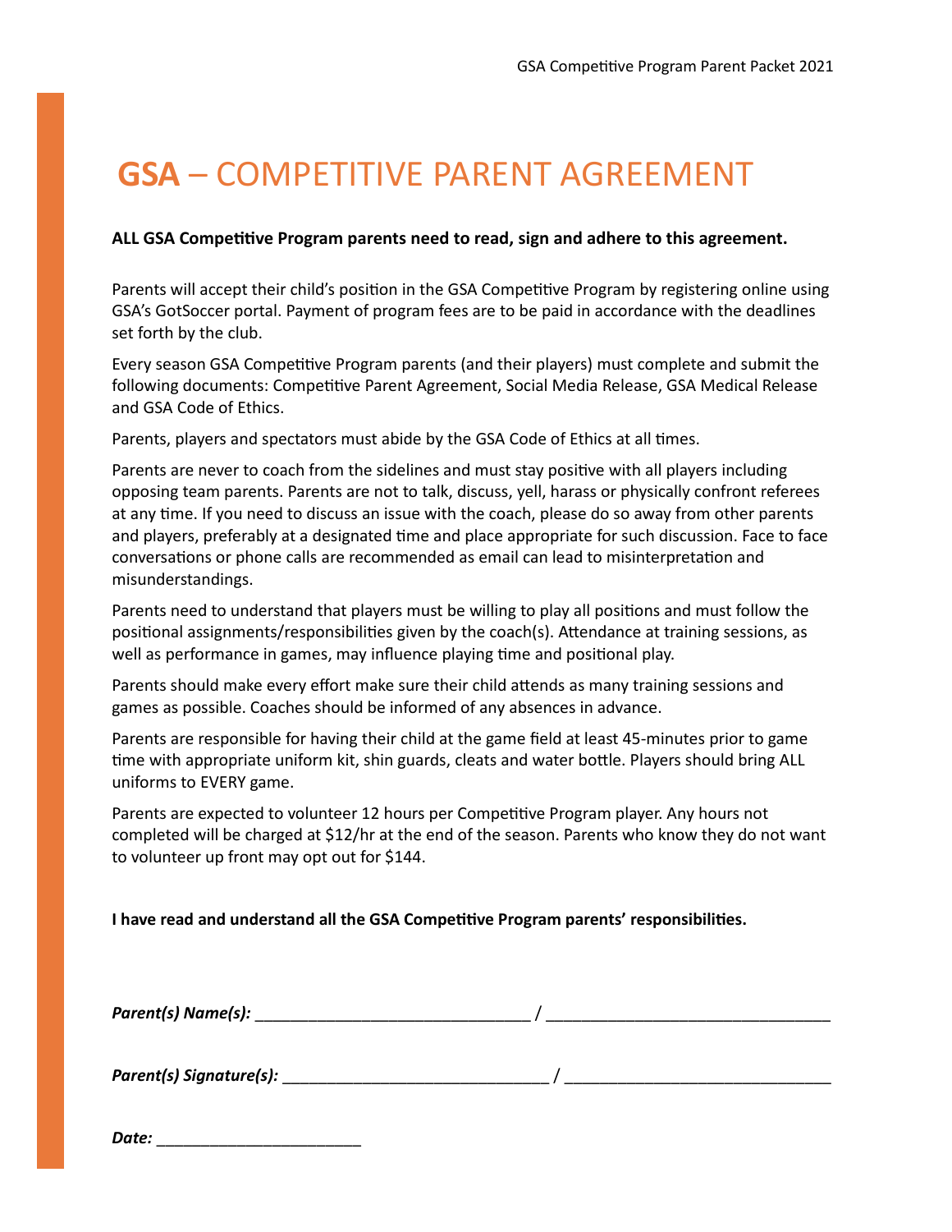# **GSA** – COMPETITIVE PARENT AGREEMENT

**ALL GSA Competitive Program parents need to read, sign and adhere to this agreement.**

Parents will accept their child's position in the GSA Competitive Program by registering online using GSA's GotSoccer portal. Payment of program fees are to be paid in accordance with the deadlines set forth by the club.

Every season GSA Competitive Program parents (and their players) must complete and submit the following documents: Competitive Parent Agreement, Social Media Release, GSA Medical Release and GSA Code of Ethics.

Parents, players and spectators must abide by the GSA Code of Ethics at all times.

Parents are never to coach from the sidelines and must stay positive with all players including opposing team parents. Parents are not to talk, discuss, yell, harass or physically confront referees at any time. If you need to discuss an issue with the coach, please do so away from other parents and players, preferably at a designated time and place appropriate for such discussion. Face to face conversations or phone calls are recommended as email can lead to misinterpretation and misunderstandings.

Parents need to understand that players must be willing to play all positions and must follow the positional assignments/responsibilities given by the coach(s). Attendance at training sessions, as well as performance in games, may influence playing time and positional play.

Parents should make every effort make sure their child attends as many training sessions and games as possible. Coaches should be informed of any absences in advance.

Parents are responsible for having their child at the game field at least 45-minutes prior to game time with appropriate uniform kit, shin guards, cleats and water bottle. Players should bring ALL uniforms to EVERY game.

Parents are expected to volunteer 12 hours per Competitive Program player. Any hours not completed will be charged at $12/hr at the end of the season. Parents who know they do not want to volunteer up front may opt out for $144.

**I have read and understand all the GSA Competitive Program parents' responsibilities.**

***Parent(s) Name(s):*** ______________________________ / ______________________________

***Parent(s) Signature(s):*** ______________________________ / ______________________________

***Date:*** ______________________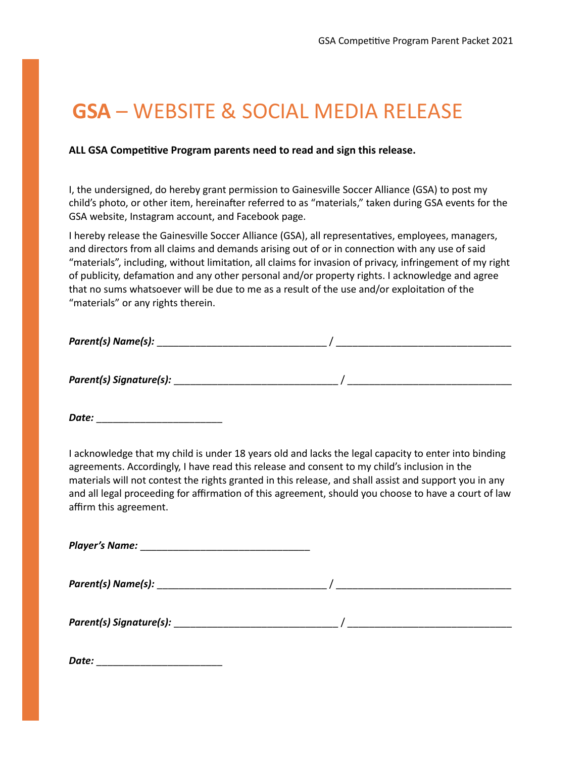# **GSA** – WEBSITE & SOCIAL MEDIA RELEASE

**ALL GSA Competitive Program parents need to read and sign this release.**

I, the undersigned, do hereby grant permission to Gainesville Soccer Alliance (GSA) to post my child's photo, or other item, hereinafter referred to as "materials," taken during GSA events for the GSA website, Instagram account, and Facebook page.

I hereby release the Gainesville Soccer Alliance (GSA), all representatives, employees, managers, and directors from all claims and demands arising out of or in connection with any use of said "materials", including, without limitation, all claims for invasion of privacy, infringement of my right of publicity, defamation and any other personal and/or property rights. I acknowledge and agree that no sums whatsoever will be due to me as a result of the use and/or exploitation of the "materials" or any rights therein.

***Parent(s) Name(s):*** _______________________________ / _______________________________

***Parent(s) Signature(s):*** _____________________________ / _____________________________

***Date:*** _______________________

I acknowledge that my child is under 18 years old and lacks the legal capacity to enter into binding agreements. Accordingly, I have read this release and consent to my child's inclusion in the materials will not contest the rights granted in this release, and shall assist and support you in any and all legal proceeding for affirmation of this agreement, should you choose to have a court of law affirm this agreement.

***Player's Name:*** _______________________________

***Parent(s) Name(s):*** _______________________________ / _______________________________

***Parent(s) Signature(s):*** _____________________________ / _____________________________

***Date:*** _______________________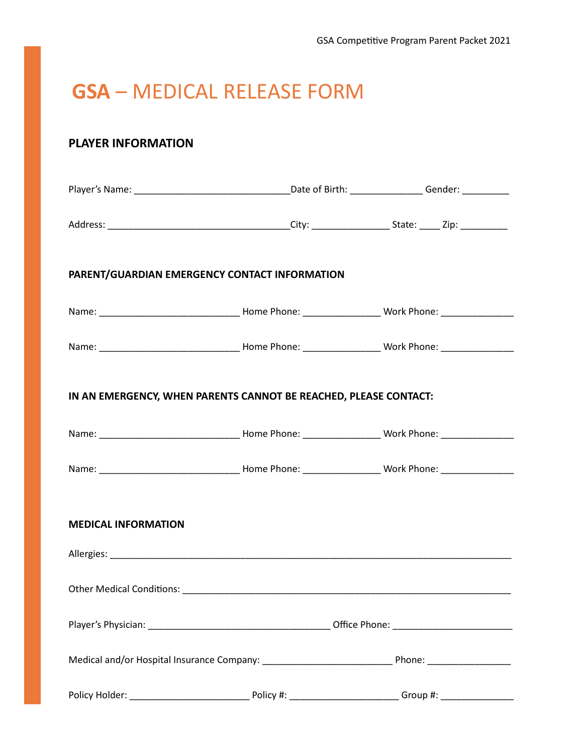# **GSA** – MEDICAL RELEASE FORM

## PLAYER INFORMATION

Player's Name: ______________________________ Date of Birth: ______________ Gender: _________

Address: ___________________________________ City: _______________ State: ____ Zip: _________

### PARENT/GUARDIAN EMERGENCY CONTACT INFORMATION

Name: ___________________________ Home Phone: _______________ Work Phone: ______________

Name: ___________________________ Home Phone: _______________ Work Phone: ______________

### IN AN EMERGENCY, WHEN PARENTS CANNOT BE REACHED, PLEASE CONTACT:

Name: ___________________________ Home Phone: _______________ Work Phone: ______________

Name: ___________________________ Home Phone: _______________ Work Phone: ______________

### MEDICAL INFORMATION

Allergies: _____________________________________________________________________________

Other Medical Conditions: _______________________________________________________________

Player's Physician: ___________________________________ Office Phone: _______________________

Medical and/or Hospital Insurance Company: _________________________ Phone: ________________

Policy Holder: _______________________ Policy #: ____________________ Group #: ______________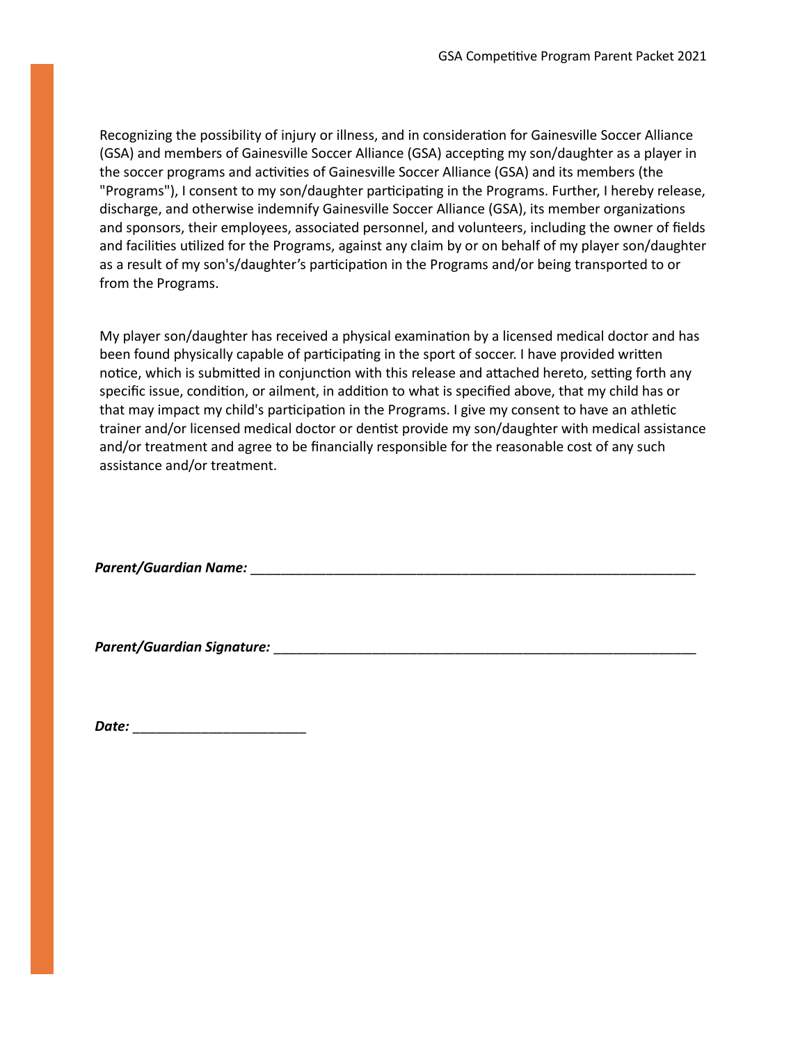Recognizing the possibility of injury or illness, and in consideration for Gainesville Soccer Alliance (GSA) and members of Gainesville Soccer Alliance (GSA) accepting my son/daughter as a player in the soccer programs and activities of Gainesville Soccer Alliance (GSA) and its members (the "Programs"), I consent to my son/daughter participating in the Programs. Further, I hereby release, discharge, and otherwise indemnify Gainesville Soccer Alliance (GSA), its member organizations and sponsors, their employees, associated personnel, and volunteers, including the owner of fields and facilities utilized for the Programs, against any claim by or on behalf of my player son/daughter as a result of my son's/daughter's participation in the Programs and/or being transported to or from the Programs.

My player son/daughter has received a physical examination by a licensed medical doctor and has been found physically capable of participating in the sport of soccer. I have provided written notice, which is submitted in conjunction with this release and attached hereto, setting forth any specific issue, condition, or ailment, in addition to what is specified above, that my child has or that may impact my child's participation in the Programs. I give my consent to have an athletic trainer and/or licensed medical doctor or dentist provide my son/daughter with medical assistance and/or treatment and agree to be financially responsible for the reasonable cost of any such assistance and/or treatment.

***Parent/Guardian Name:*** ________________________________________________________________

***Parent/Guardian Signature:*** ____________________________________________________________

***Date:*** _________________________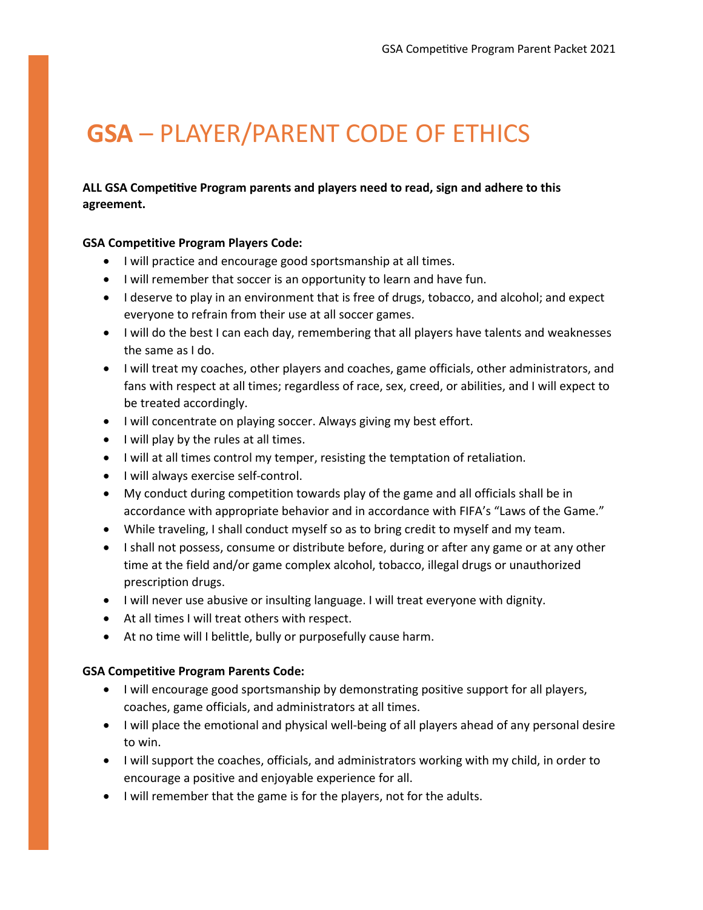# **GSA** – PLAYER/PARENT CODE OF ETHICS

**ALL GSA Competitive Program parents and players need to read, sign and adhere to this agreement.**

**GSA Competitive Program Players Code:**

- I will practice and encourage good sportsmanship at all times.
- I will remember that soccer is an opportunity to learn and have fun.
- I deserve to play in an environment that is free of drugs, tobacco, and alcohol; and expect everyone to refrain from their use at all soccer games.
- I will do the best I can each day, remembering that all players have talents and weaknesses the same as I do.
- I will treat my coaches, other players and coaches, game officials, other administrators, and fans with respect at all times; regardless of race, sex, creed, or abilities, and I will expect to be treated accordingly.
- I will concentrate on playing soccer. Always giving my best effort.
- I will play by the rules at all times.
- I will at all times control my temper, resisting the temptation of retaliation.
- I will always exercise self-control.
- My conduct during competition towards play of the game and all officials shall be in accordance with appropriate behavior and in accordance with FIFA's "Laws of the Game."
- While traveling, I shall conduct myself so as to bring credit to myself and my team.
- I shall not possess, consume or distribute before, during or after any game or at any other time at the field and/or game complex alcohol, tobacco, illegal drugs or unauthorized prescription drugs.
- I will never use abusive or insulting language. I will treat everyone with dignity.
- At all times I will treat others with respect.
- At no time will I belittle, bully or purposefully cause harm.

**GSA Competitive Program Parents Code:**

- I will encourage good sportsmanship by demonstrating positive support for all players, coaches, game officials, and administrators at all times.
- I will place the emotional and physical well-being of all players ahead of any personal desire to win.
- I will support the coaches, officials, and administrators working with my child, in order to encourage a positive and enjoyable experience for all.
- I will remember that the game is for the players, not for the adults.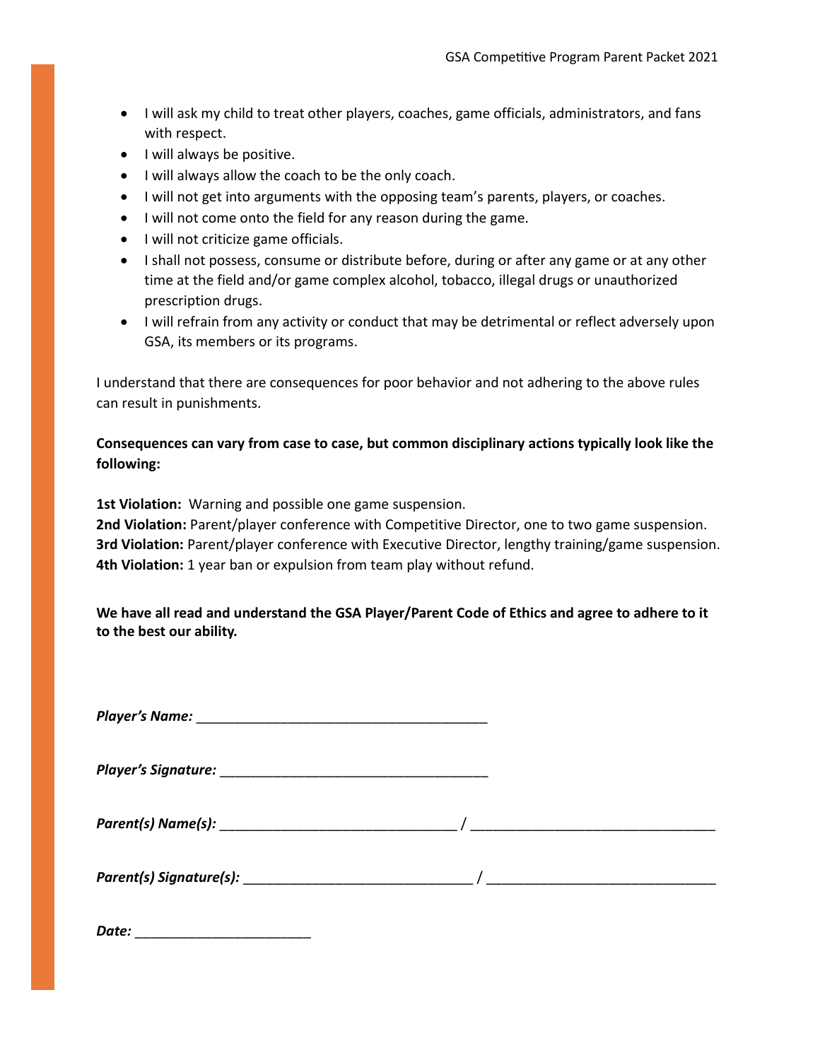- I will ask my child to treat other players, coaches, game officials, administrators, and fans with respect.
- I will always be positive.
- I will always allow the coach to be the only coach.
- I will not get into arguments with the opposing team's parents, players, or coaches.
- I will not come onto the field for any reason during the game.
- I will not criticize game officials.
- I shall not possess, consume or distribute before, during or after any game or at any other time at the field and/or game complex alcohol, tobacco, illegal drugs or unauthorized prescription drugs.
- I will refrain from any activity or conduct that may be detrimental or reflect adversely upon GSA, its members or its programs.

I understand that there are consequences for poor behavior and not adhering to the above rules can result in punishments.

**Consequences can vary from case to case, but common disciplinary actions typically look like the following:**

**1st Violation:** Warning and possible one game suspension.
**2nd Violation:** Parent/player conference with Competitive Director, one to two game suspension.
**3rd Violation:** Parent/player conference with Executive Director, lengthy training/game suspension.
**4th Violation:** 1 year ban or expulsion from team play without refund.

**We have all read and understand the GSA Player/Parent Code of Ethics and agree to adhere to it to the best our ability.**

***Player's Name:*** ______________________________________

***Player's Signature:*** ___________________________________

***Parent(s) Name(s):*** _______________________________ / ________________________________

***Parent(s) Signature(s):*** _____________________________ / ______________________________

***Date:*** _______________________